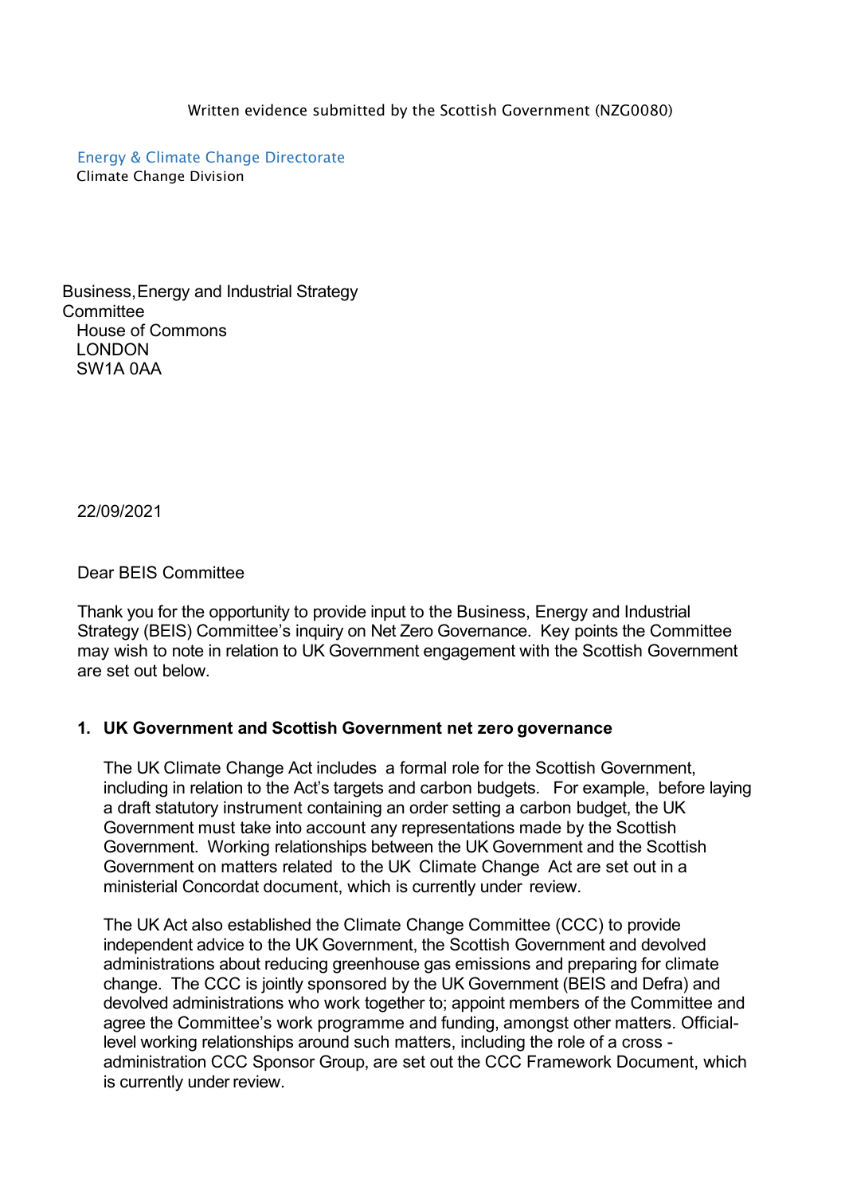Written evidence submitted by the Scottish Government (NZG0080)

Energy & Climate Change Directorate
Climate Change Division

Business, Energy and Industrial Strategy Committee
House of Commons
LONDON
SW1A 0AA

22/09/2021

Dear BEIS Committee

Thank you for the opportunity to provide input to the Business, Energy and Industrial Strategy (BEIS) Committee's inquiry on Net Zero Governance. Key points the Committee may wish to note in relation to UK Government engagement with the Scottish Government are set out below.

**1. UK Government and Scottish Government net zero governance**

The UK Climate Change Act includes a formal role for the Scottish Government, including in relation to the Act's targets and carbon budgets. For example, before laying a draft statutory instrument containing an order setting a carbon budget, the UK Government must take into account any representations made by the Scottish Government. Working relationships between the UK Government and the Scottish Government on matters related to the UK Climate Change Act are set out in a ministerial Concordat document, which is currently under review.

The UK Act also established the Climate Change Committee (CCC) to provide independent advice to the UK Government, the Scottish Government and devolved administrations about reducing greenhouse gas emissions and preparing for climate change. The CCC is jointly sponsored by the UK Government (BEIS and Defra) and devolved administrations who work together to; appoint members of the Committee and agree the Committee's work programme and funding, amongst other matters. Official-level working relationships around such matters, including the role of a cross - administration CCC Sponsor Group, are set out the CCC Framework Document, which is currently under review.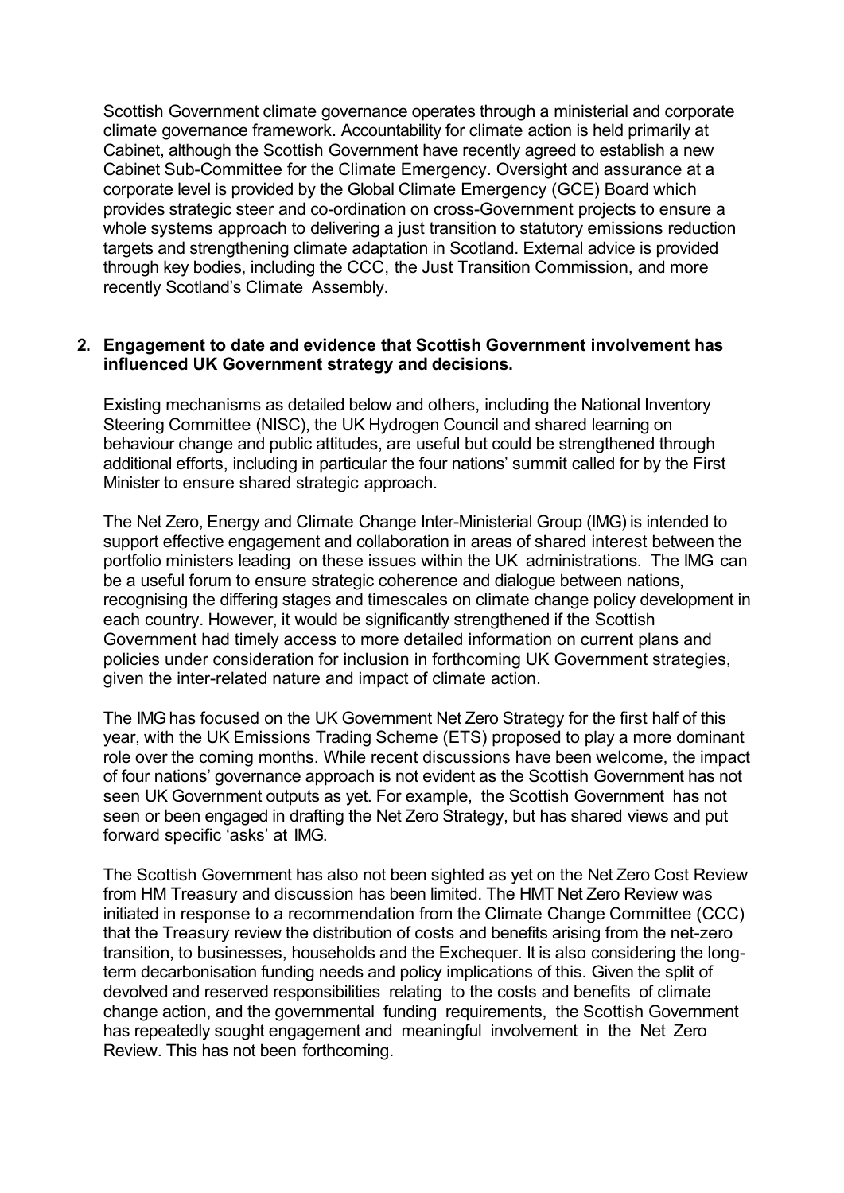Scottish Government climate governance operates through a ministerial and corporate climate governance framework. Accountability for climate action is held primarily at Cabinet, although the Scottish Government have recently agreed to establish a new Cabinet Sub-Committee for the Climate Emergency. Oversight and assurance at a corporate level is provided by the Global Climate Emergency (GCE) Board which provides strategic steer and co-ordination on cross-Government projects to ensure a whole systems approach to delivering a just transition to statutory emissions reduction targets and strengthening climate adaptation in Scotland. External advice is provided through key bodies, including the CCC, the Just Transition Commission, and more recently Scotland's Climate Assembly.

**2. Engagement to date and evidence that Scottish Government involvement has influenced UK Government strategy and decisions.**

Existing mechanisms as detailed below and others, including the National Inventory Steering Committee (NISC), the UK Hydrogen Council and shared learning on behaviour change and public attitudes, are useful but could be strengthened through additional efforts, including in particular the four nations' summit called for by the First Minister to ensure shared strategic approach.

The Net Zero, Energy and Climate Change Inter-Ministerial Group (IMG) is intended to support effective engagement and collaboration in areas of shared interest between the portfolio ministers leading on these issues within the UK administrations. The IMG can be a useful forum to ensure strategic coherence and dialogue between nations, recognising the differing stages and timescales on climate change policy development in each country. However, it would be significantly strengthened if the Scottish Government had timely access to more detailed information on current plans and policies under consideration for inclusion in forthcoming UK Government strategies, given the inter-related nature and impact of climate action.

The IMG has focused on the UK Government Net Zero Strategy for the first half of this year, with the UK Emissions Trading Scheme (ETS) proposed to play a more dominant role over the coming months. While recent discussions have been welcome, the impact of four nations' governance approach is not evident as the Scottish Government has not seen UK Government outputs as yet. For example, the Scottish Government has not seen or been engaged in drafting the Net Zero Strategy, but has shared views and put forward specific 'asks' at IMG.

The Scottish Government has also not been sighted as yet on the Net Zero Cost Review from HM Treasury and discussion has been limited. The HMT Net Zero Review was initiated in response to a recommendation from the Climate Change Committee (CCC) that the Treasury review the distribution of costs and benefits arising from the net-zero transition, to businesses, households and the Exchequer. It is also considering the long-term decarbonisation funding needs and policy implications of this. Given the split of devolved and reserved responsibilities relating to the costs and benefits of climate change action, and the governmental funding requirements, the Scottish Government has repeatedly sought engagement and meaningful involvement in the Net Zero Review. This has not been forthcoming.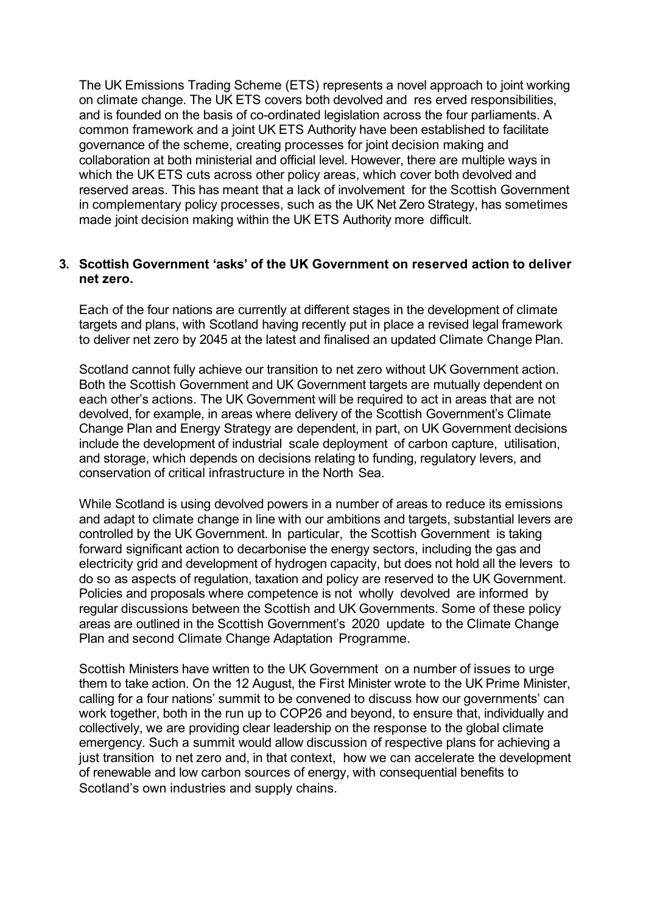The UK Emissions Trading Scheme (ETS) represents a novel approach to joint working on climate change. The UK ETS covers both devolved and res erved responsibilities, and is founded on the basis of co-ordinated legislation across the four parliaments. A common framework and a joint UK ETS Authority have been established to facilitate governance of the scheme, creating processes for joint decision making and collaboration at both ministerial and official level. However, there are multiple ways in which the UK ETS cuts across other policy areas, which cover both devolved and reserved areas. This has meant that a lack of involvement for the Scottish Government in complementary policy processes, such as the UK Net Zero Strategy, has sometimes made joint decision making within the UK ETS Authority more difficult.

**3. Scottish Government 'asks' of the UK Government on reserved action to deliver net zero.**

Each of the four nations are currently at different stages in the development of climate targets and plans, with Scotland having recently put in place a revised legal framework to deliver net zero by 2045 at the latest and finalised an updated Climate Change Plan.

Scotland cannot fully achieve our transition to net zero without UK Government action. Both the Scottish Government and UK Government targets are mutually dependent on each other's actions. The UK Government will be required to act in areas that are not devolved, for example, in areas where delivery of the Scottish Government's Climate Change Plan and Energy Strategy are dependent, in part, on UK Government decisions include the development of industrial scale deployment of carbon capture, utilisation, and storage, which depends on decisions relating to funding, regulatory levers, and conservation of critical infrastructure in the North Sea.

While Scotland is using devolved powers in a number of areas to reduce its emissions and adapt to climate change in line with our ambitions and targets, substantial levers are controlled by the UK Government. In particular, the Scottish Government is taking forward significant action to decarbonise the energy sectors, including the gas and electricity grid and development of hydrogen capacity, but does not hold all the levers to do so as aspects of regulation, taxation and policy are reserved to the UK Government. Policies and proposals where competence is not wholly devolved are informed by regular discussions between the Scottish and UK Governments. Some of these policy areas are outlined in the Scottish Government's 2020 update to the Climate Change Plan and second Climate Change Adaptation Programme.

Scottish Ministers have written to the UK Government on a number of issues to urge them to take action. On the 12 August, the First Minister wrote to the UK Prime Minister, calling for a four nations' summit to be convened to discuss how our governments' can work together, both in the run up to COP26 and beyond, to ensure that, individually and collectively, we are providing clear leadership on the response to the global climate emergency. Such a summit would allow discussion of respective plans for achieving a just transition to net zero and, in that context, how we can accelerate the development of renewable and low carbon sources of energy, with consequential benefits to Scotland's own industries and supply chains.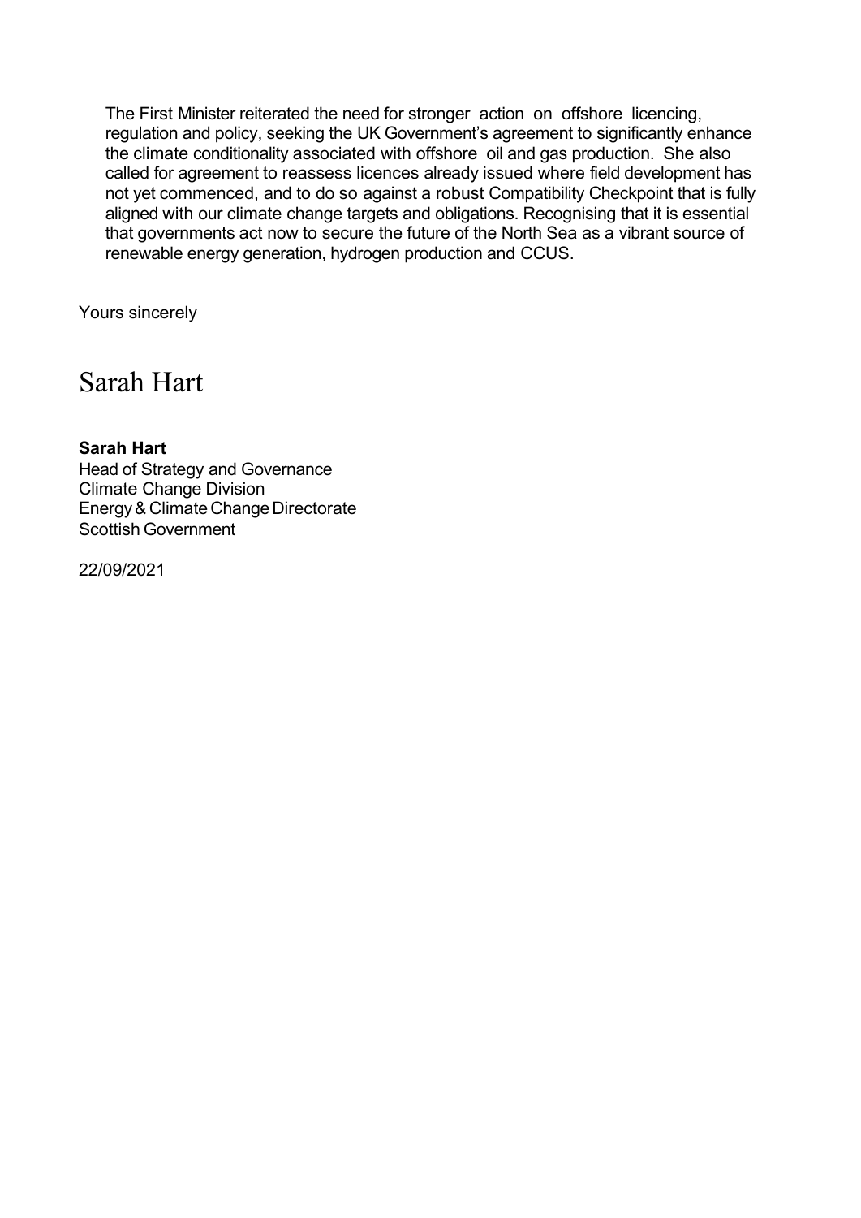The First Minister reiterated the need for stronger action on offshore licencing, regulation and policy, seeking the UK Government's agreement to significantly enhance the climate conditionality associated with offshore oil and gas production. She also called for agreement to reassess licences already issued where field development has not yet commenced, and to do so against a robust Compatibility Checkpoint that is fully aligned with our climate change targets and obligations. Recognising that it is essential that governments act now to secure the future of the North Sea as a vibrant source of renewable energy generation, hydrogen production and CCUS.

Yours sincerely

Sarah Hart

**Sarah Hart**
Head of Strategy and Governance
Climate Change Division
Energy & Climate Change Directorate
Scottish Government

22/09/2021